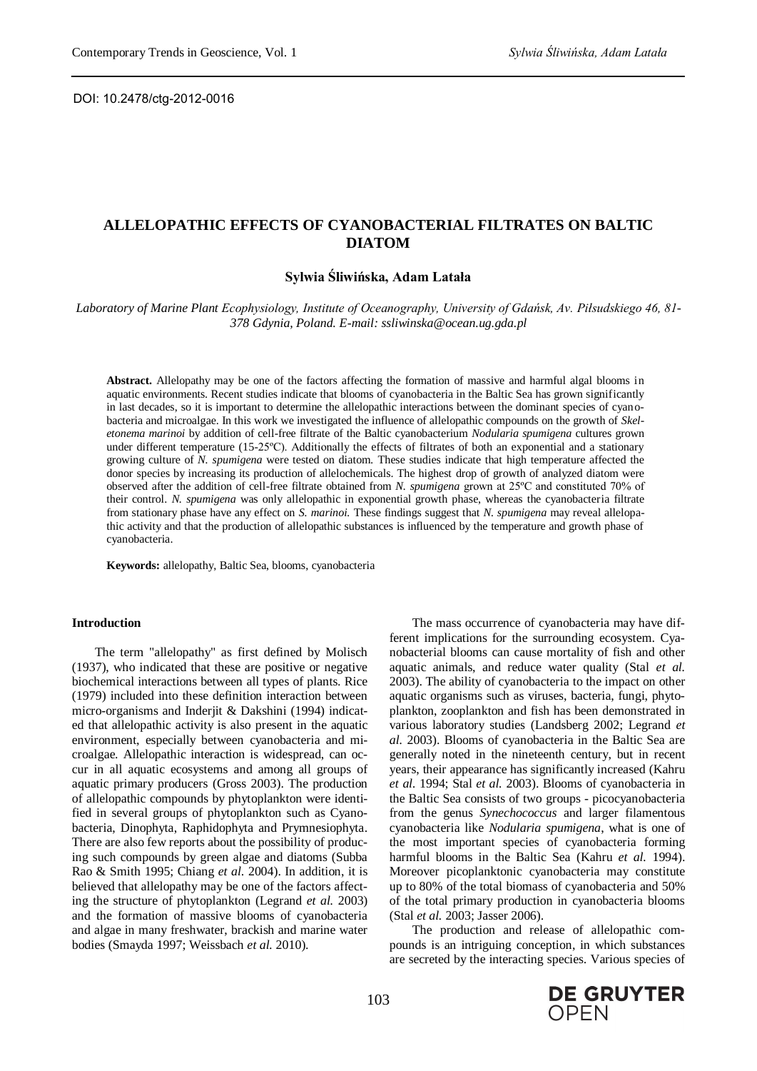DOI: 10.2478/ctg-2012-0016

# ALLELOPATHIC EFFECTS OF CYANOBACTERIAL FILTRATES ON BALTIC DIATOM

**Sylwia Śliwińska, Adam Latała**

*Laboratory of Marine Plant Ecophysiology, Institute of Oceanography, University of Gdańsk, Av. Piłsudskiego 46, 81-378 Gdynia, Poland. E-mail: ssliwinska@ocean.ug.gda.pl*

**Abstract.** Allelopathy may be one of the factors affecting the formation of massive and harmful algal blooms in aquatic environments. Recent studies indicate that blooms of cyanobacteria in the Baltic Sea has grown significantly in last decades, so it is important to determine the allelopathic interactions between the dominant species of cyanobacteria and microalgae. In this work we investigated the influence of allelopathic compounds on the growth of *Skeletonema marinoi* by addition of cell-free filtrate of the Baltic cyanobacterium *Nodularia spumigena* cultures grown under different temperature (15-25ºC). Additionally the effects of filtrates of both an exponential and a stationary growing culture of *N. spumigena* were tested on diatom. These studies indicate that high temperature affected the donor species by increasing its production of allelochemicals. The highest drop of growth of analyzed diatom were observed after the addition of cell-free filtrate obtained from *N. spumigena* grown at 25ºC and constituted 70% of their control. *N. spumigena* was only allelopathic in exponential growth phase, whereas the cyanobacteria filtrate from stationary phase have any effect on *S. marinoi.* These findings suggest that *N. spumigena* may reveal allelopathic activity and that the production of allelopathic substances is influenced by the temperature and growth phase of cyanobacteria.

**Keywords:** allelopathy, Baltic Sea, blooms, cyanobacteria

## Introduction

The term "allelopathy" as first defined by Molisch (1937), who indicated that these are positive or negative biochemical interactions between all types of plants. Rice (1979) included into these definition interaction between micro-organisms and Inderjit & Dakshini (1994) indicated that allelopathic activity is also present in the aquatic environment, especially between cyanobacteria and microalgae. Allelopathic interaction is widespread, can occur in all aquatic ecosystems and among all groups of aquatic primary producers (Gross 2003). The production of allelopathic compounds by phytoplankton were identified in several groups of phytoplankton such as Cyanobacteria, Dinophyta, Raphidophyta and Prymnesiophyta. There are also few reports about the possibility of producing such compounds by green algae and diatoms (Subba Rao & Smith 1995; Chiang *et al*. 2004). In addition, it is believed that allelopathy may be one of the factors affecting the structure of phytoplankton (Legrand *et al.* 2003) and the formation of massive blooms of cyanobacteria and algae in many freshwater, brackish and marine water bodies (Smayda 1997; Weissbach *et al.* 2010).

The mass occurrence of cyanobacteria may have different implications for the surrounding ecosystem. Cyanobacterial blooms can cause mortality of fish and other aquatic animals, and reduce water quality (Stal *et al.* 2003). The ability of cyanobacteria to the impact on other aquatic organisms such as viruses, bacteria, fungi, phytoplankton, zooplankton and fish has been demonstrated in various laboratory studies (Landsberg 2002; Legrand *et al.* 2003). Blooms of cyanobacteria in the Baltic Sea are generally noted in the nineteenth century, but in recent years, their appearance has significantly increased (Kahru *et al.* 1994; Stal *et al.* 2003). Blooms of cyanobacteria in the Baltic Sea consists of two groups - picocyanobacteria from the genus *Synechococcus* and larger filamentous cyanobacteria like *Nodularia spumigena*, what is one of the most important species of cyanobacteria forming harmful blooms in the Baltic Sea (Kahru *et al.* 1994). Moreover picoplanktonic cyanobacteria may constitute up to 80% of the total biomass of cyanobacteria and 50% of the total primary production in cyanobacteria blooms (Stal *et al.* 2003; Jasser 2006).

The production and release of allelopathic compounds is an intriguing conception, in which substances are secreted by the interacting species. Various species of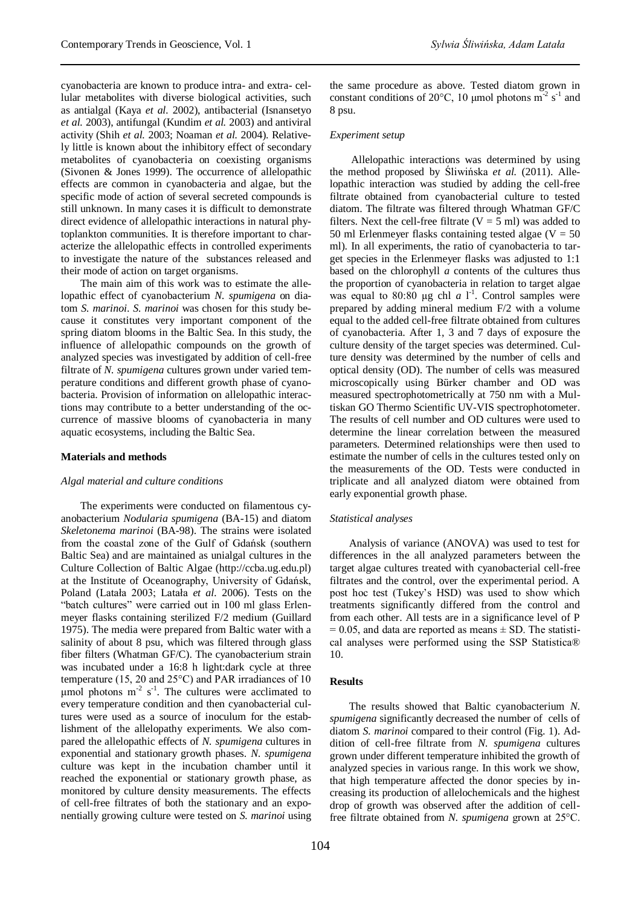cyanobacteria are known to produce intra- and extra- cellular metabolites with diverse biological activities, such as antialgal (Kaya *et al.* 2002), antibacterial (Isnansetyo *et al.* 2003), antifungal (Kundim *et al.* 2003) and antiviral activity (Shih *et al.* 2003; Noaman *et al.* 2004). Relatively little is known about the inhibitory effect of secondary metabolites of cyanobacteria on coexisting organisms (Sivonen & Jones 1999). The occurrence of allelopathic effects are common in cyanobacteria and algae, but the specific mode of action of several secreted compounds is still unknown. In many cases it is difficult to demonstrate direct evidence of allelopathic interactions in natural phytoplankton communities. It is therefore important to characterize the allelopathic effects in controlled experiments to investigate the nature of the substances released and their mode of action on target organisms.

The main aim of this work was to estimate the allelopathic effect of cyanobacterium *N. spumigena* on diatom *S. marinoi*. *S. marinoi* was chosen for this study because it constitutes very important component of the spring diatom blooms in the Baltic Sea. In this study, the influence of allelopathic compounds on the growth of analyzed species was investigated by addition of cell-free filtrate of *N. spumigena* cultures grown under varied temperature conditions and different growth phase of cyanobacteria. Provision of information on allelopathic interactions may contribute to a better understanding of the occurrence of massive blooms of cyanobacteria in many aquatic ecosystems, including the Baltic Sea.

## Materials and methods

### *Algal material and culture conditions*

The experiments were conducted on filamentous cyanobacterium *Nodularia spumigena* (BA-15) and diatom *Skeletonema marinoi* (BA-98). The strains were isolated from the coastal zone of the Gulf of Gdańsk (southern Baltic Sea) and are maintained as unialgal cultures in the Culture Collection of Baltic Algae (http://ccba.ug.edu.pl) at the Institute of Oceanography, University of Gdańsk, Poland (Latała 2003; Latała *et al.* 2006). Tests on the "batch cultures" were carried out in 100 ml glass Erlenmeyer flasks containing sterilized F/2 medium (Guillard 1975). The media were prepared from Baltic water with a salinity of about 8 psu, which was filtered through glass fiber filters (Whatman GF/C). The cyanobacterium strain was incubated under a 16:8 h light:dark cycle at three temperature (15, 20 and 25°C) and PAR irradiances of 10 μmol photons $m^{-2}$ $s^{-1}$. The cultures were acclimated to every temperature condition and then cyanobacterial cultures were used as a source of inoculum for the establishment of the allelopathy experiments. We also compared the allelopathic effects of *N. spumigena* cultures in exponential and stationary growth phases. *N. spumigena* culture was kept in the incubation chamber until it reached the exponential or stationary growth phase, as monitored by culture density measurements. The effects of cell-free filtrates of both the stationary and an exponentially growing culture were tested on *S. marinoi* using the same procedure as above. Tested diatom grown in constant conditions of 20°C, 10 μmol photons $m^{-2}$ $s^{-1}$ and 8 psu.

### *Experiment setup*

Allelopathic interactions was determined by using the method proposed by Śliwińska *et al.* (2011). Allelopathic interaction was studied by adding the cell-free filtrate obtained from cyanobacterial culture to tested diatom. The filtrate was filtered through Whatman GF/C filters. Next the cell-free filtrate (V = 5 ml) was added to 50 ml Erlenmeyer flasks containing tested algae (V = 50 ml). In all experiments, the ratio of cyanobacteria to target species in the Erlenmeyer flasks was adjusted to 1:1 based on the chlorophyll *a* contents of the cultures thus the proportion of cyanobacteria in relation to target algae was equal to 80:80 μg chl *a* $l^{-1}$. Control samples were prepared by adding mineral medium F/2 with a volume equal to the added cell-free filtrate obtained from cultures of cyanobacteria. After 1, 3 and 7 days of exposure the culture density of the target species was determined. Culture density was determined by the number of cells and optical density (OD). The number of cells was measured microscopically using Bürker chamber and OD was measured spectrophotometrically at 750 nm with a Multiskan GO Thermo Scientific UV-VIS spectrophotometer. The results of cell number and OD cultures were used to determine the linear correlation between the measured parameters. Determined relationships were then used to estimate the number of cells in the cultures tested only on the measurements of the OD. Tests were conducted in triplicate and all analyzed diatom were obtained from early exponential growth phase.

### *Statistical analyses*

Analysis of variance (ANOVA) was used to test for differences in the all analyzed parameters between the target algae cultures treated with cyanobacterial cell-free filtrates and the control, over the experimental period. A post hoc test (Tukey's HSD) was used to show which treatments significantly differed from the control and from each other. All tests are in a significance level of $P = 0.05$, and data are reported as means ± SD. The statistical analyses were performed using the SSP Statistica® 10.

## Results

The results showed that Baltic cyanobacterium *N. spumigena* significantly decreased the number of cells of diatom *S. marinoi* compared to their control (Fig. 1). Addition of cell-free filtrate from *N. spumigena* cultures grown under different temperature inhibited the growth of analyzed species in various range. In this work we show, that high temperature affected the donor species by increasing its production of allelochemicals and the highest drop of growth was observed after the addition of cell-free filtrate obtained from *N. spumigena* grown at 25°C.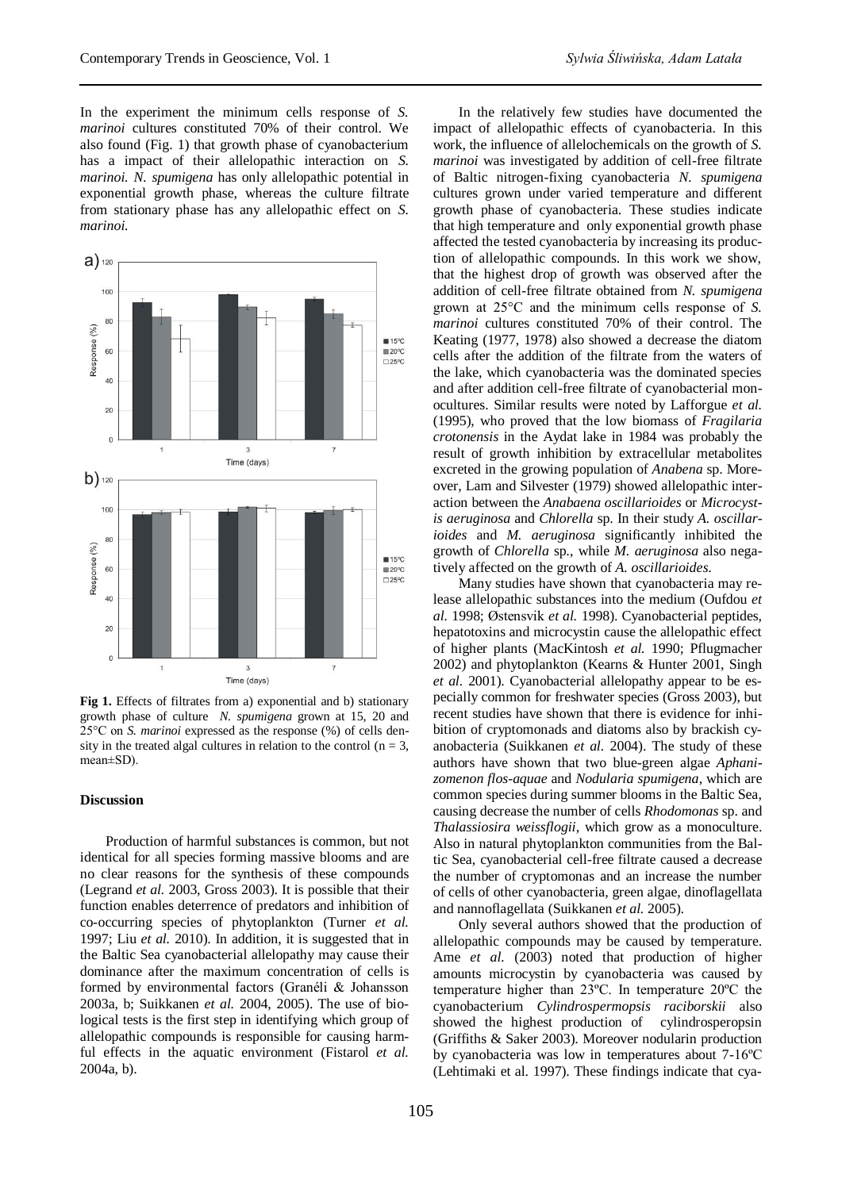In the experiment the minimum cells response of *S. marinoi* cultures constituted 70% of their control. We also found (Fig. 1) that growth phase of cyanobacterium has a impact of their allelopathic interaction on *S. marinoi. N. spumigena* has only allelopathic potential in exponential growth phase, whereas the culture filtrate from stationary phase has any allelopathic effect on *S. marinoi.*

**Fig 1.** Effects of filtrates from a) exponential and b) stationary growth phase of culture *N. spumigena* grown at 15, 20 and 25°C on *S. marinoi* expressed as the response (%) of cells density in the treated algal cultures in relation to the control (n = 3, mean±SD).

### Discussion

Production of harmful substances is common, but not identical for all species forming massive blooms and are no clear reasons for the synthesis of these compounds (Legrand *et al.* 2003, Gross 2003). It is possible that their function enables deterrence of predators and inhibition of co-occurring species of phytoplankton (Turner *et al.* 1997; Liu *et al.* 2010). In addition, it is suggested that in the Baltic Sea cyanobacterial allelopathy may cause their dominance after the maximum concentration of cells is formed by environmental factors (Granéli & Johansson 2003a, b; Suikkanen *et al.* 2004, 2005). The use of biological tests is the first step in identifying which group of allelopathic compounds is responsible for causing harmful effects in the aquatic environment (Fistarol *et al.* 2004a, b).

In the relatively few studies have documented the impact of allelopathic effects of cyanobacteria. In this work, the influence of allelochemicals on the growth of *S. marinoi* was investigated by addition of cell-free filtrate of Baltic nitrogen-fixing cyanobacteria *N. spumigena* cultures grown under varied temperature and different growth phase of cyanobacteria. These studies indicate that high temperature and only exponential growth phase affected the tested cyanobacteria by increasing its production of allelopathic compounds. In this work we show, that the highest drop of growth was observed after the addition of cell-free filtrate obtained from *N. spumigena* grown at 25°C and the minimum cells response of *S. marinoi* cultures constituted 70% of their control. The Keating (1977, 1978) also showed a decrease the diatom cells after the addition of the filtrate from the waters of the lake, which cyanobacteria was the dominated species and after addition cell-free filtrate of cyanobacterial monocultures. Similar results were noted by Lafforgue *et al.* (1995), who proved that the low biomass of *Fragilaria crotonensis* in the Aydat lake in 1984 was probably the result of growth inhibition by extracellular metabolites excreted in the growing population of *Anabena* sp. Moreover, Lam and Silvester (1979) showed allelopathic interaction between the *Anabaena oscillarioides* or *Microcystis aeruginosa* and *Chlorella* sp. In their study *A. oscillarioides* and *M. aeruginosa* significantly inhibited the growth of *Chlorella* sp., while *M. aeruginosa* also negatively affected on the growth of *A. oscillarioides.*

Many studies have shown that cyanobacteria may release allelopathic substances into the medium (Oufdou *et al.* 1998; Østensvik *et al.* 1998). Cyanobacterial peptides, hepatotoxins and microcystin cause the allelopathic effect of higher plants (MacKintosh *et al.* 1990; Pflugmacher 2002) and phytoplankton (Kearns & Hunter 2001, Singh *et al.* 2001). Cyanobacterial allelopathy appear to be especially common for freshwater species (Gross 2003), but recent studies have shown that there is evidence for inhibition of cryptomonads and diatoms also by brackish cyanobacteria (Suikkanen *et al.* 2004). The study of these authors have shown that two blue-green algae *Aphanizomenon flos-aquae* and *Nodularia spumigena*, which are common species during summer blooms in the Baltic Sea, causing decrease the number of cells *Rhodomonas* sp. and *Thalassiosira weissflogii*, which grow as a monoculture. Also in natural phytoplankton communities from the Baltic Sea, cyanobacterial cell-free filtrate caused a decrease the number of cryptomonas and an increase the number of cells of other cyanobacteria, green algae, dinoflagellata and nannoflagellata (Suikkanen *et al.* 2005).

Only several authors showed that the production of allelopathic compounds may be caused by temperature. Ame *et al.* (2003) noted that production of higher amounts microcystin by cyanobacteria was caused by temperature higher than 23ºC. In temperature 20ºC the cyanobacterium *Cylindrospermopsis raciborskii* also showed the highest production of cylindrosperopsin (Griffiths & Saker 2003). Moreover nodularin production by cyanobacteria was low in temperatures about 7-16ºC (Lehtimaki et al. 1997). These findings indicate that cya-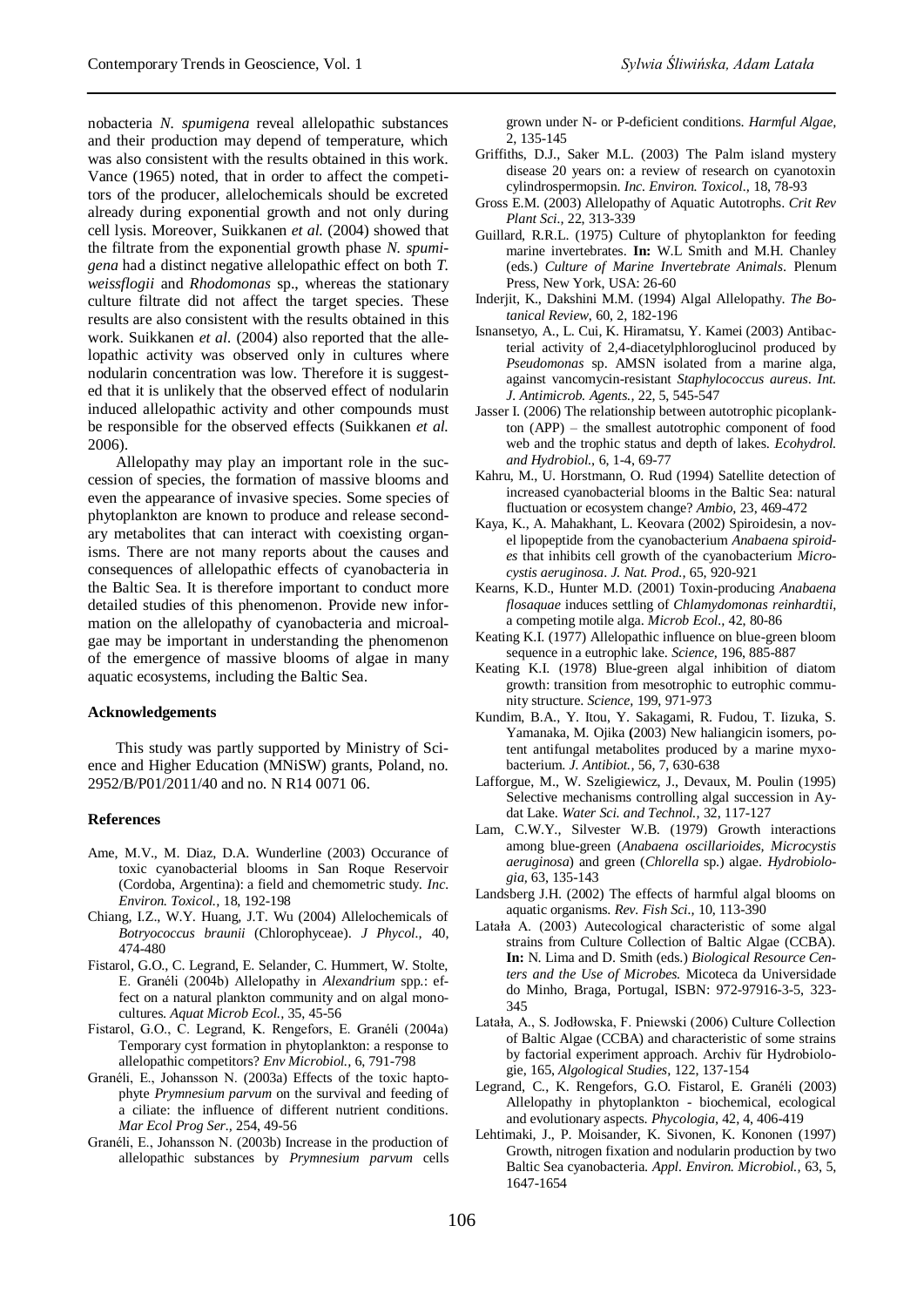nobacteria *N. spumigena* reveal allelopathic substances and their production may depend of temperature, which was also consistent with the results obtained in this work. Vance (1965) noted, that in order to affect the competitors of the producer, allelochemicals should be excreted already during exponential growth and not only during cell lysis. Moreover, Suikkanen *et al.* (2004) showed that the filtrate from the exponential growth phase *N. spumigena* had a distinct negative allelopathic effect on both *T. weissflogii* and *Rhodomonas* sp., whereas the stationary culture filtrate did not affect the target species. These results are also consistent with the results obtained in this work. Suikkanen *et al*. (2004) also reported that the allelopathic activity was observed only in cultures where nodularin concentration was low. Therefore it is suggested that it is unlikely that the observed effect of nodularin induced allelopathic activity and other compounds must be responsible for the observed effects (Suikkanen *et al.* 2006).

Allelopathy may play an important role in the succession of species, the formation of massive blooms and even the appearance of invasive species. Some species of phytoplankton are known to produce and release secondary metabolites that can interact with coexisting organisms. There are not many reports about the causes and consequences of allelopathic effects of cyanobacteria in the Baltic Sea. It is therefore important to conduct more detailed studies of this phenomenon. Provide new information on the allelopathy of cyanobacteria and microalgae may be important in understanding the phenomenon of the emergence of massive blooms of algae in many aquatic ecosystems, including the Baltic Sea.

#### Acknowledgements

This study was partly supported by Ministry of Science and Higher Education (MNiSW) grants, Poland, no. 2952/B/P01/2011/40 and no. N R14 0071 06.

#### References

- Ame, M.V., M. Diaz, D.A. Wunderline (2003) Occurance of toxic cyanobacterial blooms in San Roque Reservoir (Cordoba, Argentina): a field and chemometric study. *Inc. Environ. Toxicol.*, 18, 192-198
- Chiang, I.Z., W.Y. Huang, J.T. Wu (2004) Allelochemicals of *Botryococcus braunii* (Chlorophyceae). *J Phycol.*, 40, 474-480
- Fistarol, G.O., C. Legrand, E. Selander, C. Hummert, W. Stolte, E. Granéli (2004b) Allelopathy in *Alexandrium* spp.: effect on a natural plankton community and on algal monocultures. *Aquat Microb Ecol.*, 35, 45-56
- Fistarol, G.O., C. Legrand, K. Rengefors, E. Granéli (2004a) Temporary cyst formation in phytoplankton: a response to allelopathic competitors? *Env Microbiol.*, 6, 791-798
- Granéli, E., Johansson N. (2003a) Effects of the toxic haptophyte *Prymnesium parvum* on the survival and feeding of a ciliate: the influence of different nutrient conditions. *Mar Ecol Prog Ser.*, 254, 49-56
- Granéli, E., Johansson N. (2003b) Increase in the production of allelopathic substances by *Prymnesium parvum* cells grown under N- or P-deficient conditions. *Harmful Algae*, 2, 135-145
- Griffiths, D.J., Saker M.L. (2003) The Palm island mystery disease 20 years on: a review of research on cyanotoxin cylindrospermopsin. *Inc. Environ. Toxicol.*, 18, 78-93
- Gross E.M. (2003) Allelopathy of Aquatic Autotrophs. *Crit Rev Plant Sci.*, 22, 313-339
- Guillard, R.R.L. (1975) Culture of phytoplankton for feeding marine invertebrates. **In:** W.L Smith and M.H. Chanley (eds.) *Culture of Marine Invertebrate Animals*. Plenum Press, New York, USA: 26-60
- Inderjit, K., Dakshini M.M. (1994) Algal Allelopathy. *The Botanical Review*, 60, 2, 182-196
- Isnansetyo, A., L. Cui, K. Hiramatsu, Y. Kamei (2003) Antibacterial activity of 2,4-diacetylphloroglucinol produced by *Pseudomonas* sp. AMSN isolated from a marine alga, against vancomycin-resistant *Staphylococcus aureus*. *Int. J. Antimicrob. Agents.*, 22, 5, 545-547
- Jasser I. (2006) The relationship between autotrophic picoplankton (APP) – the smallest autotrophic component of food web and the trophic status and depth of lakes. *Ecohydrol. and Hydrobiol.*, 6, 1-4, 69-77
- Kahru, M., U. Horstmann, O. Rud (1994) Satellite detection of increased cyanobacterial blooms in the Baltic Sea: natural fluctuation or ecosystem change? *Ambio*, 23, 469-472
- Kaya, K., A. Mahakhant, L. Keovara (2002) Spiroidesin, a novel lipopeptide from the cyanobacterium *Anabaena spiroides* that inhibits cell growth of the cyanobacterium *Microcystis aeruginosa*. *J. Nat. Prod.*, 65, 920-921
- Kearns, K.D., Hunter M.D. (2001) Toxin-producing *Anabaena flosaquae* induces settling of *Chlamydomonas reinhardtii*, a competing motile alga. *Microb Ecol.*, 42, 80-86
- Keating K.I. (1977) Allelopathic influence on blue-green bloom sequence in a eutrophic lake. *Science*, 196, 885-887
- Keating K.I. (1978) Blue-green algal inhibition of diatom growth: transition from mesotrophic to eutrophic community structure. *Science*, 199, 971-973
- Kundim, B.A., Y. Itou, Y. Sakagami, R. Fudou, T. Iizuka, S. Yamanaka, M. Ojika **(**2003) New haliangicin isomers, potent antifungal metabolites produced by a marine myxobacterium. *J. Antibiot.*, 56, 7, 630-638
- Lafforgue, M., W. Szeligiewicz, J., Devaux, M. Poulin (1995) Selective mechanisms controlling algal succession in Aydat Lake. *Water Sci. and Technol.*, 32, 117-127
- Lam, C.W.Y., Silvester W.B. (1979) Growth interactions among blue-green (*Anabaena oscillarioides, Microcystis aeruginosa*) and green (*Chlorella* sp.) algae. *Hydrobiologia*, 63, 135-143
- Landsberg J.H. (2002) The effects of harmful algal blooms on aquatic organisms. *Rev. Fish Sci.*, 10, 113-390
- Latała A. (2003) Autecological characteristic of some algal strains from Culture Collection of Baltic Algae (CCBA). **In:** N. Lima and D. Smith (eds.) *Biological Resource Centers and the Use of Microbes.* Micoteca da Universidade do Minho, Braga, Portugal, ISBN: 972-97916-3-5, 323-345
- Latała, A., S. Jodłowska, F. Pniewski (2006) Culture Collection of Baltic Algae (CCBA) and characteristic of some strains by factorial experiment approach. Archiv für Hydrobiologie, 165, *Algological Studies*, 122, 137-154
- Legrand, C., K. Rengefors, G.O. Fistarol, E. Granéli (2003) Allelopathy in phytoplankton - biochemical, ecological and evolutionary aspects. *Phycologia*, 42, 4, 406-419
- Lehtimaki, J., P. Moisander, K. Sivonen, K. Kononen (1997) Growth, nitrogen fixation and nodularin production by two Baltic Sea cyanobacteria. *Appl. Environ. Microbiol.*, 63, 5, 1647-1654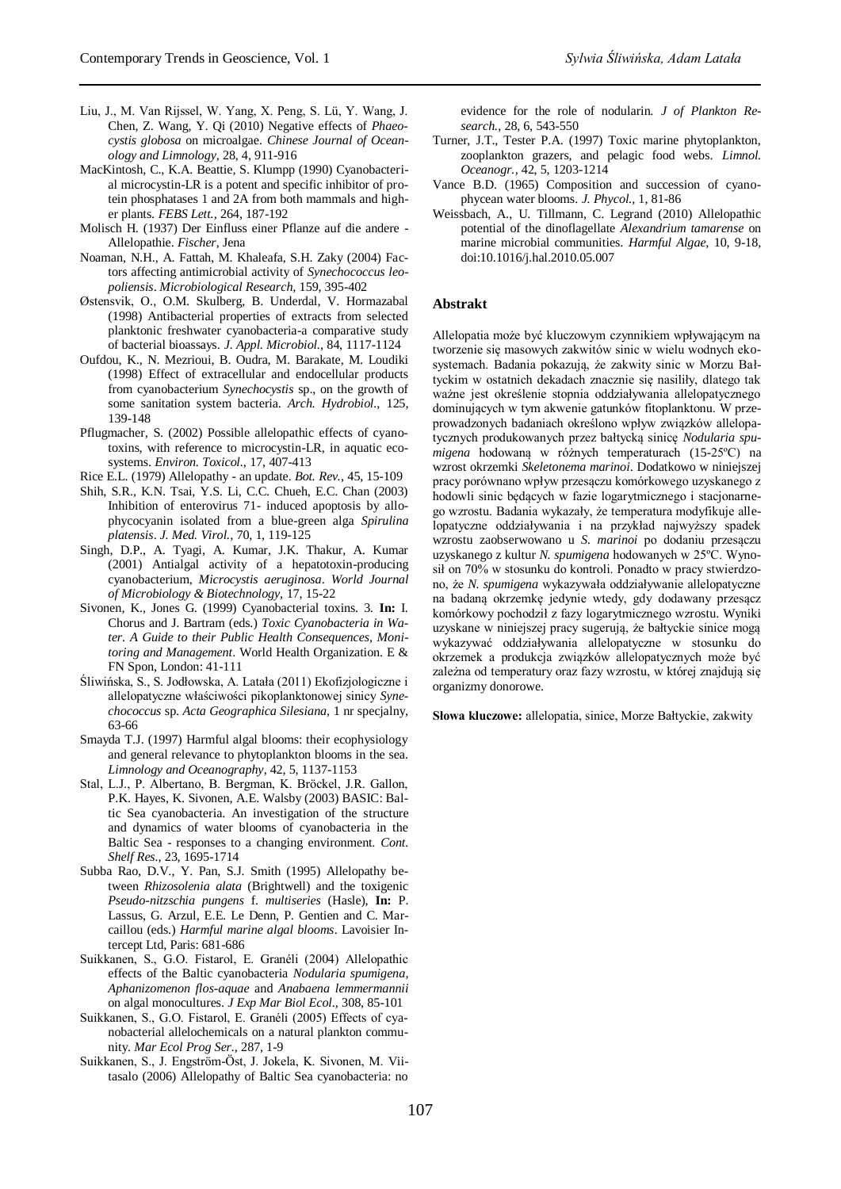Liu, J., M. Van Rijssel, W. Yang, X. Peng, S. Lü, Y. Wang, J. Chen, Z. Wang, Y. Qi (2010) Negative effects of *Phaeocystis globosa* on microalgae. *Chinese Journal of Oceanology and Limnology*, 28, 4, 911-916

MacKintosh, C., K.A. Beattie, S. Klumpp (1990) Cyanobacterial microcystin-LR is a potent and specific inhibitor of protein phosphatases 1 and 2A from both mammals and higher plants. *FEBS Lett.,* 264, 187-192

Molisch H. (1937) Der Einfluss einer Pflanze auf die andere - Allelopathie. *Fischer*, Jena

Noaman, N.H., A. Fattah, M. Khaleafa, S.H. Zaky (2004) Factors affecting antimicrobial activity of *Synechococcus leopoliensis*. *Microbiological Research*, 159, 395-402

Østensvik, O., O.M. Skulberg, B. Underdal, V. Hormazabal (1998) Antibacterial properties of extracts from selected planktonic freshwater cyanobacteria-a comparative study of bacterial bioassays. *J. Appl. Microbiol.,* 84, 1117-1124

Oufdou, K., N. Mezrioui, B. Oudra, M. Barakate, M. Loudiki (1998) Effect of extracellular and endocellular products from cyanobacterium *Synechocystis* sp., on the growth of some sanitation system bacteria. *Arch. Hydrobiol.,* 125, 139-148

Pflugmacher, S. (2002) Possible allelopathic effects of cyanotoxins, with reference to microcystin-LR, in aquatic ecosystems. *Environ. Toxicol.,* 17, 407-413

Rice E.L. (1979) Allelopathy - an update. *Bot. Rev.,* 45, 15-109

Shih, S.R., K.N. Tsai, Y.S. Li, C.C. Chueh, E.C. Chan (2003) Inhibition of enterovirus 71- induced apoptosis by allophycocyanin isolated from a blue-green alga *Spirulina platensis*. *J. Med. Virol.,* 70, 1, 119-125

Singh, D.P., A. Tyagi, A. Kumar, J.K. Thakur, A. Kumar (2001) Antialgal activity of a hepatotoxin-producing cyanobacterium, *Microcystis aeruginosa*. *World Journal of Microbiology & Biotechnology*, 17, 15-22

Sivonen, K., Jones G. (1999) Cyanobacterial toxins. 3. **In:** I. Chorus and J. Bartram (eds.) *Toxic Cyanobacteria in Water. A Guide to their Public Health Consequences, Monitoring and Management*. World Health Organization. E & FN Spon, London: 41-111

Śliwińska, S., S. Jodłowska, A. Latała (2011) Ekofizjologiczne i allelopatyczne właściwości pikoplanktonowej sinicy *Synechococcus* sp. *Acta Geographica Silesiana*, 1 nr specjalny, 63-66

Smayda T.J. (1997) Harmful algal blooms: their ecophysiology and general relevance to phytoplankton blooms in the sea. *Limnology and Oceanography*, 42, 5, 1137-1153

Stal, L.J., P. Albertano, B. Bergman, K. Bröckel, J.R. Gallon, P.K. Hayes, K. Sivonen, A.E. Walsby (2003) BASIC: Baltic Sea cyanobacteria. An investigation of the structure and dynamics of water blooms of cyanobacteria in the Baltic Sea - responses to a changing environment. *Cont. Shelf Res.,* 23, 1695-1714

Subba Rao, D.V., Y. Pan, S.J. Smith (1995) Allelopathy between *Rhizosolenia alata* (Brightwell) and the toxigenic *Pseudo-nitzschia pungens* f. *multiseries* (Hasle), **In:** P. Lassus, G. Arzul, E.E. Le Denn, P. Gentien and C. Marcaillou (eds.) *Harmful marine algal blooms*. Lavoisier Intercept Ltd, Paris: 681-686

Suikkanen, S., G.O. Fistarol, E. Granéli (2004) Allelopathic effects of the Baltic cyanobacteria *Nodularia spumigena*, *Aphanizomenon flos-aquae* and *Anabaena lemmermannii* on algal monocultures. *J Exp Mar Biol Ecol.,* 308, 85-101

Suikkanen, S., G.O. Fistarol, E. Granéli (2005) Effects of cyanobacterial allelochemicals on a natural plankton community. *Mar Ecol Prog Ser.,* 287, 1-9

Suikkanen, S., J. Engström-Öst, J. Jokela, K. Sivonen, M. Viitasalo (2006) Allelopathy of Baltic Sea cyanobacteria: no evidence for the role of nodularin. *J of Plankton Research.,* 28, 6, 543-550

Turner, J.T., Tester P.A. (1997) Toxic marine phytoplankton, zooplankton grazers, and pelagic food webs. *Limnol. Oceanogr.,* 42, 5, 1203-1214

Vance B.D. (1965) Composition and succession of cyanophycean water blooms. *J. Phycol.,* 1, 81-86

Weissbach, A., U. Tillmann, C. Legrand (2010) Allelopathic potential of the dinoflagellate *Alexandrium tamarense* on marine microbial communities. *Harmful Algae*, 10, 9-18, doi:10.1016/j.hal.2010.05.007

## Abstrakt

Allelopatia może być kluczowym czynnikiem wpływającym na tworzenie się masowych zakwitów sinic w wielu wodnych ekosystemach. Badania pokazują, że zakwity sinic w Morzu Bałtyckim w ostatnich dekadach znacznie się nasiliły, dlatego tak ważne jest określenie stopnia oddziaływania allelopatycznego dominujących w tym akwenie gatunków fitoplanktonu. W przeprowadzonych badaniach określono wpływ związków allelopatycznych produkowanych przez bałtycką sinicę *Nodularia spumigena* hodowaną w różnych temperaturach (15-25ºC) na wzrost okrzemki *Skeletonema marinoi*. Dodatkowo w niniejszej pracy porównano wpływ przesączu komórkowego uzyskanego z hodowli sinic będących w fazie logarytmicznego i stacjonarnego wzrostu. Badania wykazały, że temperatura modyfikuje allelopatyczne oddziaływania i na przykład najwyższy spadek wzrostu zaobserwowano u *S. marinoi* po dodaniu przesączu uzyskanego z kultur *N. spumigena* hodowanych w 25ºC. Wynosił on 70% w stosunku do kontroli. Ponadto w pracy stwierdzono, że *N. spumigena* wykazywała oddziaływanie allelopatyczne na badaną okrzemkę jedynie wtedy, gdy dodawany przesącz komórkowy pochodził z fazy logarytmicznego wzrostu. Wyniki uzyskane w niniejszej pracy sugerują, że bałtyckie sinice mogą wykazywać oddziaływania allelopatyczne w stosunku do okrzemek a produkcja związków allelopatycznych może być zależna od temperatury oraz fazy wzrostu, w której znajdują się organizmy donorowe.

**Słowa kluczowe:** allelopatia, sinice, Morze Bałtyckie, zakwity